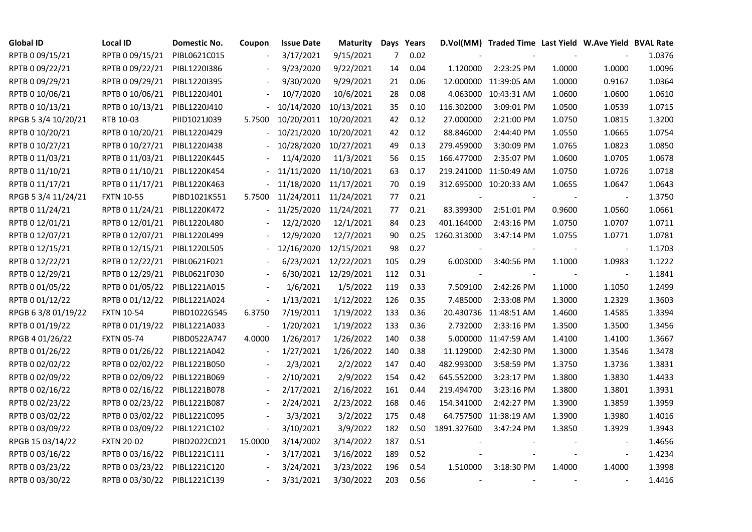| Global ID | Local ID | Domestic No. | Coupon | Issue Date | Maturity | Days | Years | D.Vol(MM) | Traded Time | Last Yield | W.Ave Yield | BVAL Rate |
|---|---|---|---|---|---|---|---|---|---|---|---|---|
| RPTB 0 09/15/21 | RPTB 0 09/15/21 | PIBL0621C015 | - | 3/17/2021 | 9/15/2021 | 7 | 0.02 | - | - | - | - | 1.0376 |
| RPTB 0 09/22/21 | RPTB 0 09/22/21 | PIBL1220I386 | - | 9/23/2020 | 9/22/2021 | 14 | 0.04 | 1.120000 | 2:23:25 PM | 1.0000 | 1.0000 | 1.0096 |
| RPTB 0 09/29/21 | RPTB 0 09/29/21 | PIBL1220I395 | - | 9/30/2020 | 9/29/2021 | 21 | 0.06 | 12.000000 | 11:39:05 AM | 1.0000 | 0.9167 | 1.0364 |
| RPTB 0 10/06/21 | RPTB 0 10/06/21 | PIBL1220J401 | - | 10/7/2020 | 10/6/2021 | 28 | 0.08 | 4.063000 | 10:43:31 AM | 1.0600 | 1.0600 | 1.0610 |
| RPTB 0 10/13/21 | RPTB 0 10/13/21 | PIBL1220J410 | - | 10/14/2020 | 10/13/2021 | 35 | 0.10 | 116.302000 | 3:09:01 PM | 1.0500 | 1.0539 | 1.0715 |
| RPGB 5 3/4 10/20/21 | RTB 10-03 | PIID1021J039 | 5.7500 | 10/20/2011 | 10/20/2021 | 42 | 0.12 | 27.000000 | 2:21:00 PM | 1.0750 | 1.0815 | 1.3200 |
| RPTB 0 10/20/21 | RPTB 0 10/20/21 | PIBL1220J429 | - | 10/21/2020 | 10/20/2021 | 42 | 0.12 | 88.846000 | 2:44:40 PM | 1.0550 | 1.0665 | 1.0754 |
| RPTB 0 10/27/21 | RPTB 0 10/27/21 | PIBL1220J438 | - | 10/28/2020 | 10/27/2021 | 49 | 0.13 | 279.459000 | 3:30:09 PM | 1.0765 | 1.0823 | 1.0850 |
| RPTB 0 11/03/21 | RPTB 0 11/03/21 | PIBL1220K445 | - | 11/4/2020 | 11/3/2021 | 56 | 0.15 | 166.477000 | 2:35:07 PM | 1.0600 | 1.0705 | 1.0678 |
| RPTB 0 11/10/21 | RPTB 0 11/10/21 | PIBL1220K454 | - | 11/11/2020 | 11/10/2021 | 63 | 0.17 | 219.241000 | 11:50:49 AM | 1.0750 | 1.0726 | 1.0718 |
| RPTB 0 11/17/21 | RPTB 0 11/17/21 | PIBL1220K463 | - | 11/18/2020 | 11/17/2021 | 70 | 0.19 | 312.695000 | 10:20:33 AM | 1.0655 | 1.0647 | 1.0643 |
| RPGB 5 3/4 11/24/21 | FXTN 10-55 | PIBD1021K551 | 5.7500 | 11/24/2011 | 11/24/2021 | 77 | 0.21 | - | - | - | - | 1.3750 |
| RPTB 0 11/24/21 | RPTB 0 11/24/21 | PIBL1220K472 | - | 11/25/2020 | 11/24/2021 | 77 | 0.21 | 83.399300 | 2:51:01 PM | 0.9600 | 1.0560 | 1.0661 |
| RPTB 0 12/01/21 | RPTB 0 12/01/21 | PIBL1220L480 | - | 12/2/2020 | 12/1/2021 | 84 | 0.23 | 401.164000 | 2:43:16 PM | 1.0750 | 1.0707 | 1.0711 |
| RPTB 0 12/07/21 | RPTB 0 12/07/21 | PIBL1220L499 | - | 12/9/2020 | 12/7/2021 | 90 | 0.25 | 1260.313000 | 3:47:14 PM | 1.0755 | 1.0771 | 1.0781 |
| RPTB 0 12/15/21 | RPTB 0 12/15/21 | PIBL1220L505 | - | 12/16/2020 | 12/15/2021 | 98 | 0.27 | - | - | - | - | 1.1703 |
| RPTB 0 12/22/21 | RPTB 0 12/22/21 | PIBL0621F021 | - | 6/23/2021 | 12/22/2021 | 105 | 0.29 | 6.003000 | 3:40:56 PM | 1.1000 | 1.0983 | 1.1222 |
| RPTB 0 12/29/21 | RPTB 0 12/29/21 | PIBL0621F030 | - | 6/30/2021 | 12/29/2021 | 112 | 0.31 | - | - | - | - | 1.1841 |
| RPTB 0 01/05/22 | RPTB 0 01/05/22 | PIBL1221A015 | - | 1/6/2021 | 1/5/2022 | 119 | 0.33 | 7.509100 | 2:42:26 PM | 1.1000 | 1.1050 | 1.2499 |
| RPTB 0 01/12/22 | RPTB 0 01/12/22 | PIBL1221A024 | - | 1/13/2021 | 1/12/2022 | 126 | 0.35 | 7.485000 | 2:33:08 PM | 1.3000 | 1.2329 | 1.3603 |
| RPGB 6 3/8 01/19/22 | FXTN 10-54 | PIBD1022G545 | 6.3750 | 7/19/2011 | 1/19/2022 | 133 | 0.36 | 20.430736 | 11:48:51 AM | 1.4600 | 1.4585 | 1.3394 |
| RPTB 0 01/19/22 | RPTB 0 01/19/22 | PIBL1221A033 | - | 1/20/2021 | 1/19/2022 | 133 | 0.36 | 2.732000 | 2:33:16 PM | 1.3500 | 1.3500 | 1.3456 |
| RPGB 4 01/26/22 | FXTN 05-74 | PIBD0522A747 | 4.0000 | 1/26/2017 | 1/26/2022 | 140 | 0.38 | 5.000000 | 11:47:59 AM | 1.4100 | 1.4100 | 1.3667 |
| RPTB 0 01/26/22 | RPTB 0 01/26/22 | PIBL1221A042 | - | 1/27/2021 | 1/26/2022 | 140 | 0.38 | 11.129000 | 2:42:30 PM | 1.3000 | 1.3546 | 1.3478 |
| RPTB 0 02/02/22 | RPTB 0 02/02/22 | PIBL1221B050 | - | 2/3/2021 | 2/2/2022 | 147 | 0.40 | 482.993000 | 3:58:59 PM | 1.3750 | 1.3736 | 1.3831 |
| RPTB 0 02/09/22 | RPTB 0 02/09/22 | PIBL1221B069 | - | 2/10/2021 | 2/9/2022 | 154 | 0.42 | 645.552000 | 3:23:17 PM | 1.3800 | 1.3830 | 1.4433 |
| RPTB 0 02/16/22 | RPTB 0 02/16/22 | PIBL1221B078 | - | 2/17/2021 | 2/16/2022 | 161 | 0.44 | 219.494700 | 3:23:16 PM | 1.3800 | 1.3801 | 1.3931 |
| RPTB 0 02/23/22 | RPTB 0 02/23/22 | PIBL1221B087 | - | 2/24/2021 | 2/23/2022 | 168 | 0.46 | 154.341000 | 2:42:27 PM | 1.3900 | 1.3859 | 1.3959 |
| RPTB 0 03/02/22 | RPTB 0 03/02/22 | PIBL1221C095 | - | 3/3/2021 | 3/2/2022 | 175 | 0.48 | 64.757500 | 11:38:19 AM | 1.3900 | 1.3980 | 1.4016 |
| RPTB 0 03/09/22 | RPTB 0 03/09/22 | PIBL1221C102 | - | 3/10/2021 | 3/9/2022 | 182 | 0.50 | 1891.327600 | 3:47:24 PM | 1.3850 | 1.3929 | 1.3943 |
| RPGB 15 03/14/22 | FXTN 20-02 | PIBD2022C021 | 15.0000 | 3/14/2002 | 3/14/2022 | 187 | 0.51 | - | - | - | - | 1.4656 |
| RPTB 0 03/16/22 | RPTB 0 03/16/22 | PIBL1221C111 | - | 3/17/2021 | 3/16/2022 | 189 | 0.52 | - | - | - | - | 1.4234 |
| RPTB 0 03/23/22 | RPTB 0 03/23/22 | PIBL1221C120 | - | 3/24/2021 | 3/23/2022 | 196 | 0.54 | 1.510000 | 3:18:30 PM | 1.4000 | 1.4000 | 1.3998 |
| RPTB 0 03/30/22 | RPTB 0 03/30/22 | PIBL1221C139 | - | 3/31/2021 | 3/30/2022 | 203 | 0.56 | - | - | - | - | 1.4416 |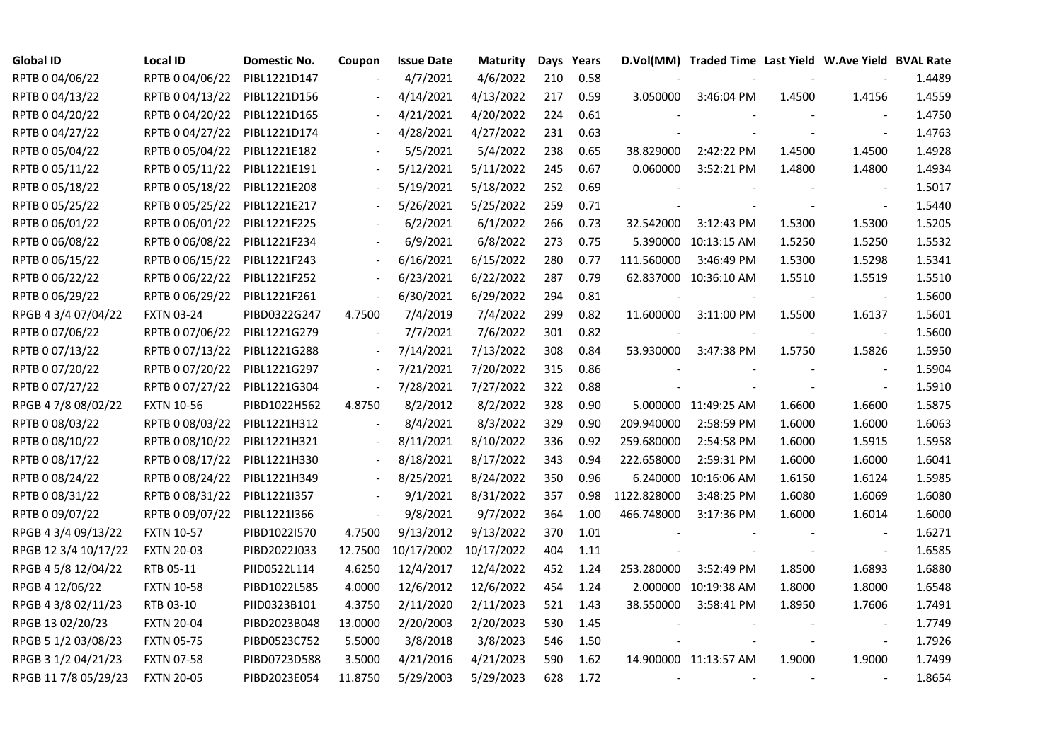| Global ID | Local ID | Domestic No. | Coupon | Issue Date | Maturity | Days | Years | D.Vol(MM) | Traded Time | Last Yield | W.Ave Yield | BVAL Rate |
|---|---|---|---|---|---|---|---|---|---|---|---|---|
| RPTB 0 04/06/22 | RPTB 0 04/06/22 | PIBL1221D147 | - | 4/7/2021 | 4/6/2022 | 210 | 0.58 | - | - | - | - | 1.4489 |
| RPTB 0 04/13/22 | RPTB 0 04/13/22 | PIBL1221D156 | - | 4/14/2021 | 4/13/2022 | 217 | 0.59 | 3.050000 | 3:46:04 PM | 1.4500 | 1.4156 | 1.4559 |
| RPTB 0 04/20/22 | RPTB 0 04/20/22 | PIBL1221D165 | - | 4/21/2021 | 4/20/2022 | 224 | 0.61 | - | - | - | - | 1.4750 |
| RPTB 0 04/27/22 | RPTB 0 04/27/22 | PIBL1221D174 | - | 4/28/2021 | 4/27/2022 | 231 | 0.63 | - | - | - | - | 1.4763 |
| RPTB 0 05/04/22 | RPTB 0 05/04/22 | PIBL1221E182 | - | 5/5/2021 | 5/4/2022 | 238 | 0.65 | 38.829000 | 2:42:22 PM | 1.4500 | 1.4500 | 1.4928 |
| RPTB 0 05/11/22 | RPTB 0 05/11/22 | PIBL1221E191 | - | 5/12/2021 | 5/11/2022 | 245 | 0.67 | 0.060000 | 3:52:21 PM | 1.4800 | 1.4800 | 1.4934 |
| RPTB 0 05/18/22 | RPTB 0 05/18/22 | PIBL1221E208 | - | 5/19/2021 | 5/18/2022 | 252 | 0.69 | - | - | - | - | 1.5017 |
| RPTB 0 05/25/22 | RPTB 0 05/25/22 | PIBL1221E217 | - | 5/26/2021 | 5/25/2022 | 259 | 0.71 | - | - | - | - | 1.5440 |
| RPTB 0 06/01/22 | RPTB 0 06/01/22 | PIBL1221F225 | - | 6/2/2021 | 6/1/2022 | 266 | 0.73 | 32.542000 | 3:12:43 PM | 1.5300 | 1.5300 | 1.5205 |
| RPTB 0 06/08/22 | RPTB 0 06/08/22 | PIBL1221F234 | - | 6/9/2021 | 6/8/2022 | 273 | 0.75 | 5.390000 | 10:13:15 AM | 1.5250 | 1.5250 | 1.5532 |
| RPTB 0 06/15/22 | RPTB 0 06/15/22 | PIBL1221F243 | - | 6/16/2021 | 6/15/2022 | 280 | 0.77 | 111.560000 | 3:46:49 PM | 1.5300 | 1.5298 | 1.5341 |
| RPTB 0 06/22/22 | RPTB 0 06/22/22 | PIBL1221F252 | - | 6/23/2021 | 6/22/2022 | 287 | 0.79 | 62.837000 | 10:36:10 AM | 1.5510 | 1.5519 | 1.5510 |
| RPTB 0 06/29/22 | RPTB 0 06/29/22 | PIBL1221F261 | - | 6/30/2021 | 6/29/2022 | 294 | 0.81 | - | - | - | - | 1.5600 |
| RPGB 4 3/4 07/04/22 | FXTN 03-24 | PIBD0322G247 | 4.7500 | 7/4/2019 | 7/4/2022 | 299 | 0.82 | 11.600000 | 3:11:00 PM | 1.5500 | 1.6137 | 1.5601 |
| RPTB 0 07/06/22 | RPTB 0 07/06/22 | PIBL1221G279 | - | 7/7/2021 | 7/6/2022 | 301 | 0.82 | - | - | - | - | 1.5600 |
| RPTB 0 07/13/22 | RPTB 0 07/13/22 | PIBL1221G288 | - | 7/14/2021 | 7/13/2022 | 308 | 0.84 | 53.930000 | 3:47:38 PM | 1.5750 | 1.5826 | 1.5950 |
| RPTB 0 07/20/22 | RPTB 0 07/20/22 | PIBL1221G297 | - | 7/21/2021 | 7/20/2022 | 315 | 0.86 | - | - | - | - | 1.5904 |
| RPTB 0 07/27/22 | RPTB 0 07/27/22 | PIBL1221G304 | - | 7/28/2021 | 7/27/2022 | 322 | 0.88 | - | - | - | - | 1.5910 |
| RPGB 4 7/8 08/02/22 | FXTN 10-56 | PIBD1022H562 | 4.8750 | 8/2/2012 | 8/2/2022 | 328 | 0.90 | 5.000000 | 11:49:25 AM | 1.6600 | 1.6600 | 1.5875 |
| RPTB 0 08/03/22 | RPTB 0 08/03/22 | PIBL1221H312 | - | 8/4/2021 | 8/3/2022 | 329 | 0.90 | 209.940000 | 2:58:59 PM | 1.6000 | 1.6000 | 1.6063 |
| RPTB 0 08/10/22 | RPTB 0 08/10/22 | PIBL1221H321 | - | 8/11/2021 | 8/10/2022 | 336 | 0.92 | 259.680000 | 2:54:58 PM | 1.6000 | 1.5915 | 1.5958 |
| RPTB 0 08/17/22 | RPTB 0 08/17/22 | PIBL1221H330 | - | 8/18/2021 | 8/17/2022 | 343 | 0.94 | 222.658000 | 2:59:31 PM | 1.6000 | 1.6000 | 1.6041 |
| RPTB 0 08/24/22 | RPTB 0 08/24/22 | PIBL1221H349 | - | 8/25/2021 | 8/24/2022 | 350 | 0.96 | 6.240000 | 10:16:06 AM | 1.6150 | 1.6124 | 1.5985 |
| RPTB 0 08/31/22 | RPTB 0 08/31/22 | PIBL1221I357 | - | 9/1/2021 | 8/31/2022 | 357 | 0.98 | 1122.828000 | 3:48:25 PM | 1.6080 | 1.6069 | 1.6080 |
| RPTB 0 09/07/22 | RPTB 0 09/07/22 | PIBL1221I366 | - | 9/8/2021 | 9/7/2022 | 364 | 1.00 | 466.748000 | 3:17:36 PM | 1.6000 | 1.6014 | 1.6000 |
| RPGB 4 3/4 09/13/22 | FXTN 10-57 | PIBD1022I570 | 4.7500 | 9/13/2012 | 9/13/2022 | 370 | 1.01 | - | - | - | - | 1.6271 |
| RPGB 12 3/4 10/17/22 | FXTN 20-03 | PIBD2022J033 | 12.7500 | 10/17/2002 | 10/17/2022 | 404 | 1.11 | - | - | - | - | 1.6585 |
| RPGB 4 5/8 12/04/22 | RTB 05-11 | PIID0522L114 | 4.6250 | 12/4/2017 | 12/4/2022 | 452 | 1.24 | 253.280000 | 3:52:49 PM | 1.8500 | 1.6893 | 1.6880 |
| RPGB 4 12/06/22 | FXTN 10-58 | PIBD1022L585 | 4.0000 | 12/6/2012 | 12/6/2022 | 454 | 1.24 | 2.000000 | 10:19:38 AM | 1.8000 | 1.8000 | 1.6548 |
| RPGB 4 3/8 02/11/23 | RTB 03-10 | PIID0323B101 | 4.3750 | 2/11/2020 | 2/11/2023 | 521 | 1.43 | 38.550000 | 3:58:41 PM | 1.8950 | 1.7606 | 1.7491 |
| RPGB 13 02/20/23 | FXTN 20-04 | PIBD2023B048 | 13.0000 | 2/20/2003 | 2/20/2023 | 530 | 1.45 | - | - | - | - | 1.7749 |
| RPGB 5 1/2 03/08/23 | FXTN 05-75 | PIBD0523C752 | 5.5000 | 3/8/2018 | 3/8/2023 | 546 | 1.50 | - | - | - | - | 1.7926 |
| RPGB 3 1/2 04/21/23 | FXTN 07-58 | PIBD0723D588 | 3.5000 | 4/21/2016 | 4/21/2023 | 590 | 1.62 | 14.900000 | 11:13:57 AM | 1.9000 | 1.9000 | 1.7499 |
| RPGB 11 7/8 05/29/23 | FXTN 20-05 | PIBD2023E054 | 11.8750 | 5/29/2003 | 5/29/2023 | 628 | 1.72 | - | - | - | - | 1.8654 |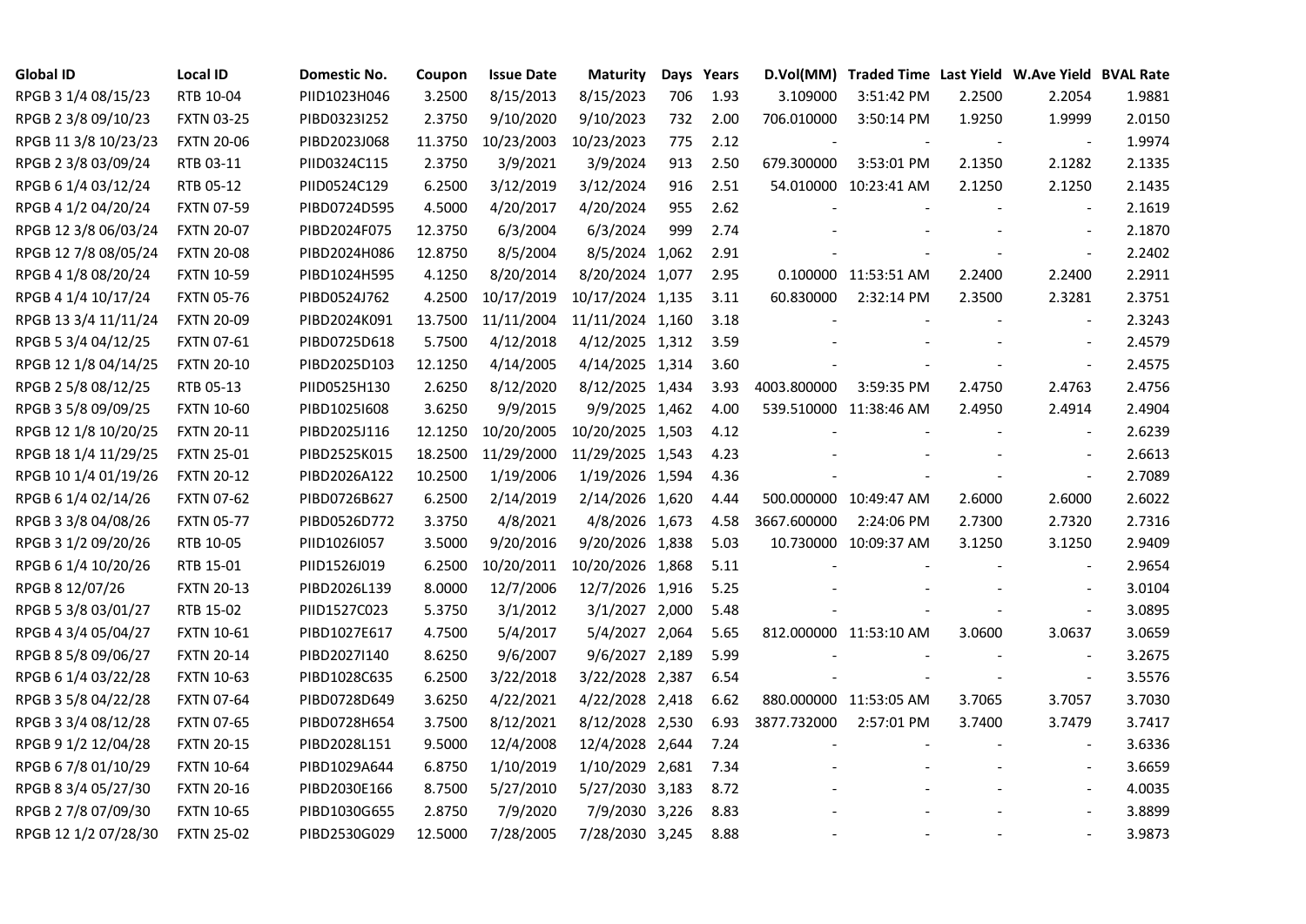| Global ID | Local ID | Domestic No. | Coupon | Issue Date | Maturity | Days | Years | D.Vol(MM) | Traded Time | Last Yield | W.Ave Yield | BVAL Rate |
|---|---|---|---|---|---|---|---|---|---|---|---|---|
| RPGB 3 1/4 08/15/23 | RTB 10-04 | PIID1023H046 | 3.2500 | 8/15/2013 | 8/15/2023 | 706 | 1.93 | 3.109000 | 3:51:42 PM | 2.2500 | 2.2054 | 1.9881 |
| RPGB 2 3/8 09/10/23 | FXTN 03-25 | PIBD0323I252 | 2.3750 | 9/10/2020 | 9/10/2023 | 732 | 2.00 | 706.010000 | 3:50:14 PM | 1.9250 | 1.9999 | 2.0150 |
| RPGB 11 3/8 10/23/23 | FXTN 20-06 | PIBD2023J068 | 11.3750 | 10/23/2003 | 10/23/2023 | 775 | 2.12 | - | - | - | - | 1.9974 |
| RPGB 2 3/8 03/09/24 | RTB 03-11 | PIID0324C115 | 2.3750 | 3/9/2021 | 3/9/2024 | 913 | 2.50 | 679.300000 | 3:53:01 PM | 2.1350 | 2.1282 | 2.1335 |
| RPGB 6 1/4 03/12/24 | RTB 05-12 | PIID0524C129 | 6.2500 | 3/12/2019 | 3/12/2024 | 916 | 2.51 | 54.010000 | 10:23:41 AM | 2.1250 | 2.1250 | 2.1435 |
| RPGB 4 1/2 04/20/24 | FXTN 07-59 | PIBD0724D595 | 4.5000 | 4/20/2017 | 4/20/2024 | 955 | 2.62 | - | - | - | - | 2.1619 |
| RPGB 12 3/8 06/03/24 | FXTN 20-07 | PIBD2024F075 | 12.3750 | 6/3/2004 | 6/3/2024 | 999 | 2.74 | - | - | - | - | 2.1870 |
| RPGB 12 7/8 08/05/24 | FXTN 20-08 | PIBD2024H086 | 12.8750 | 8/5/2004 | 8/5/2024 | 1,062 | 2.91 | - | - | - | - | 2.2402 |
| RPGB 4 1/8 08/20/24 | FXTN 10-59 | PIBD1024H595 | 4.1250 | 8/20/2014 | 8/20/2024 | 1,077 | 2.95 | 0.100000 | 11:53:51 AM | 2.2400 | 2.2400 | 2.2911 |
| RPGB 4 1/4 10/17/24 | FXTN 05-76 | PIBD0524J762 | 4.2500 | 10/17/2019 | 10/17/2024 | 1,135 | 3.11 | 60.830000 | 2:32:14 PM | 2.3500 | 2.3281 | 2.3751 |
| RPGB 13 3/4 11/11/24 | FXTN 20-09 | PIBD2024K091 | 13.7500 | 11/11/2004 | 11/11/2024 | 1,160 | 3.18 | - | - | - | - | 2.3243 |
| RPGB 5 3/4 04/12/25 | FXTN 07-61 | PIBD0725D618 | 5.7500 | 4/12/2018 | 4/12/2025 | 1,312 | 3.59 | - | - | - | - | 2.4579 |
| RPGB 12 1/8 04/14/25 | FXTN 20-10 | PIBD2025D103 | 12.1250 | 4/14/2005 | 4/14/2025 | 1,314 | 3.60 | - | - | - | - | 2.4575 |
| RPGB 2 5/8 08/12/25 | RTB 05-13 | PIID0525H130 | 2.6250 | 8/12/2020 | 8/12/2025 | 1,434 | 3.93 | 4003.800000 | 3:59:35 PM | 2.4750 | 2.4763 | 2.4756 |
| RPGB 3 5/8 09/09/25 | FXTN 10-60 | PIBD1025I608 | 3.6250 | 9/9/2015 | 9/9/2025 | 1,462 | 4.00 | 539.510000 | 11:38:46 AM | 2.4950 | 2.4914 | 2.4904 |
| RPGB 12 1/8 10/20/25 | FXTN 20-11 | PIBD2025J116 | 12.1250 | 10/20/2005 | 10/20/2025 | 1,503 | 4.12 | - | - | - | - | 2.6239 |
| RPGB 18 1/4 11/29/25 | FXTN 25-01 | PIBD2525K015 | 18.2500 | 11/29/2000 | 11/29/2025 | 1,543 | 4.23 | - | - | - | - | 2.6613 |
| RPGB 10 1/4 01/19/26 | FXTN 20-12 | PIBD2026A122 | 10.2500 | 1/19/2006 | 1/19/2026 | 1,594 | 4.36 | - | - | - | - | 2.7089 |
| RPGB 6 1/4 02/14/26 | FXTN 07-62 | PIBD0726B627 | 6.2500 | 2/14/2019 | 2/14/2026 | 1,620 | 4.44 | 500.000000 | 10:49:47 AM | 2.6000 | 2.6000 | 2.6022 |
| RPGB 3 3/8 04/08/26 | FXTN 05-77 | PIBD0526D772 | 3.3750 | 4/8/2021 | 4/8/2026 | 1,673 | 4.58 | 3667.600000 | 2:24:06 PM | 2.7300 | 2.7320 | 2.7316 |
| RPGB 3 1/2 09/20/26 | RTB 10-05 | PIID1026I057 | 3.5000 | 9/20/2016 | 9/20/2026 | 1,838 | 5.03 | 10.730000 | 10:09:37 AM | 3.1250 | 3.1250 | 2.9409 |
| RPGB 6 1/4 10/20/26 | RTB 15-01 | PIID1526J019 | 6.2500 | 10/20/2011 | 10/20/2026 | 1,868 | 5.11 | - | - | - | - | 2.9654 |
| RPGB 8 12/07/26 | FXTN 20-13 | PIBD2026L139 | 8.0000 | 12/7/2006 | 12/7/2026 | 1,916 | 5.25 | - | - | - | - | 3.0104 |
| RPGB 5 3/8 03/01/27 | RTB 15-02 | PIID1527C023 | 5.3750 | 3/1/2012 | 3/1/2027 | 2,000 | 5.48 | - | - | - | - | 3.0895 |
| RPGB 4 3/4 05/04/27 | FXTN 10-61 | PIBD1027E617 | 4.7500 | 5/4/2017 | 5/4/2027 | 2,064 | 5.65 | 812.000000 | 11:53:10 AM | 3.0600 | 3.0637 | 3.0659 |
| RPGB 8 5/8 09/06/27 | FXTN 20-14 | PIBD2027I140 | 8.6250 | 9/6/2007 | 9/6/2027 | 2,189 | 5.99 | - | - | - | - | 3.2675 |
| RPGB 6 1/4 03/22/28 | FXTN 10-63 | PIBD1028C635 | 6.2500 | 3/22/2018 | 3/22/2028 | 2,387 | 6.54 | - | - | - | - | 3.5576 |
| RPGB 3 5/8 04/22/28 | FXTN 07-64 | PIBD0728D649 | 3.6250 | 4/22/2021 | 4/22/2028 | 2,418 | 6.62 | 880.000000 | 11:53:05 AM | 3.7065 | 3.7057 | 3.7030 |
| RPGB 3 3/4 08/12/28 | FXTN 07-65 | PIBD0728H654 | 3.7500 | 8/12/2021 | 8/12/2028 | 2,530 | 6.93 | 3877.732000 | 2:57:01 PM | 3.7400 | 3.7479 | 3.7417 |
| RPGB 9 1/2 12/04/28 | FXTN 20-15 | PIBD2028L151 | 9.5000 | 12/4/2008 | 12/4/2028 | 2,644 | 7.24 | - | - | - | - | 3.6336 |
| RPGB 6 7/8 01/10/29 | FXTN 10-64 | PIBD1029A644 | 6.8750 | 1/10/2019 | 1/10/2029 | 2,681 | 7.34 | - | - | - | - | 3.6659 |
| RPGB 8 3/4 05/27/30 | FXTN 20-16 | PIBD2030E166 | 8.7500 | 5/27/2010 | 5/27/2030 | 3,183 | 8.72 | - | - | - | - | 4.0035 |
| RPGB 2 7/8 07/09/30 | FXTN 10-65 | PIBD1030G655 | 2.8750 | 7/9/2020 | 7/9/2030 | 3,226 | 8.83 | - | - | - | - | 3.8899 |
| RPGB 12 1/2 07/28/30 | FXTN 25-02 | PIBD2530G029 | 12.5000 | 7/28/2005 | 7/28/2030 | 3,245 | 8.88 | - | - | - | - | 3.9873 |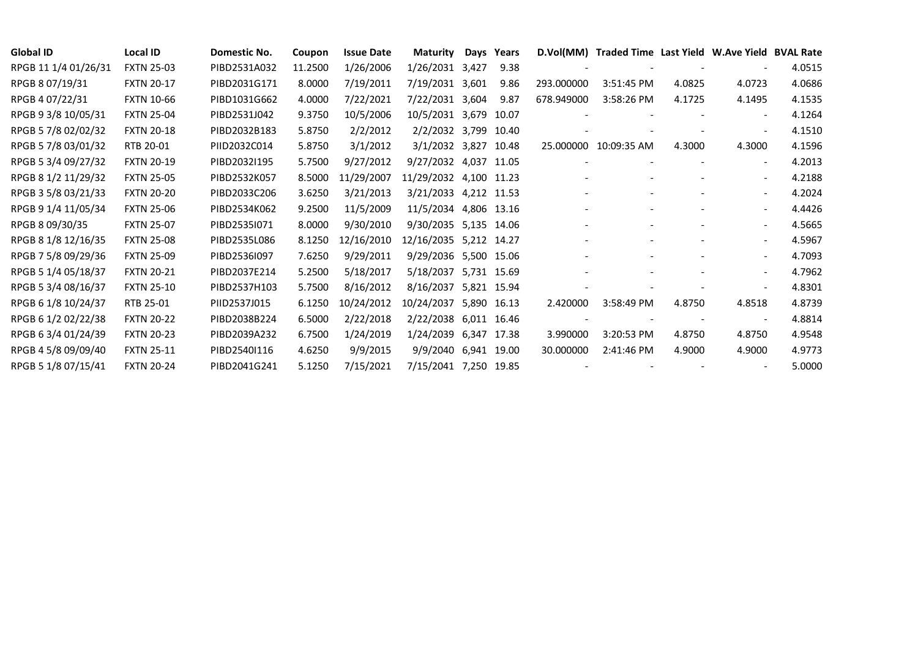| Global ID | Local ID | Domestic No. | Coupon | Issue Date | Maturity | Days | Years | D.Vol(MM) | Traded Time | Last Yield | W.Ave Yield | BVAL Rate |
|---|---|---|---|---|---|---|---|---|---|---|---|---|
| RPGB 11 1/4 01/26/31 | FXTN 25-03 | PIBD2531A032 | 11.2500 | 1/26/2006 | 1/26/2031 | 3,427 | 9.38 | - | - | - | - | 4.0515 |
| RPGB 8 07/19/31 | FXTN 20-17 | PIBD2031G171 | 8.0000 | 7/19/2011 | 7/19/2031 | 3,601 | 9.86 | 293.000000 | 3:51:45 PM | 4.0825 | 4.0723 | 4.0686 |
| RPGB 4 07/22/31 | FXTN 10-66 | PIBD1031G662 | 4.0000 | 7/22/2021 | 7/22/2031 | 3,604 | 9.87 | 678.949000 | 3:58:26 PM | 4.1725 | 4.1495 | 4.1535 |
| RPGB 9 3/8 10/05/31 | FXTN 25-04 | PIBD2531J042 | 9.3750 | 10/5/2006 | 10/5/2031 | 3,679 | 10.07 | - | - | - | - | 4.1264 |
| RPGB 5 7/8 02/02/32 | FXTN 20-18 | PIBD2032B183 | 5.8750 | 2/2/2012 | 2/2/2032 | 3,799 | 10.40 | - | - | - | - | 4.1510 |
| RPGB 5 7/8 03/01/32 | RTB 20-01 | PIID2032C014 | 5.8750 | 3/1/2012 | 3/1/2032 | 3,827 | 10.48 | 25.000000 | 10:09:35 AM | 4.3000 | 4.3000 | 4.1596 |
| RPGB 5 3/4 09/27/32 | FXTN 20-19 | PIBD2032I195 | 5.7500 | 9/27/2012 | 9/27/2032 | 4,037 | 11.05 | - | - | - | - | 4.2013 |
| RPGB 8 1/2 11/29/32 | FXTN 25-05 | PIBD2532K057 | 8.5000 | 11/29/2007 | 11/29/2032 | 4,100 | 11.23 | - | - | - | - | 4.2188 |
| RPGB 3 5/8 03/21/33 | FXTN 20-20 | PIBD2033C206 | 3.6250 | 3/21/2013 | 3/21/2033 | 4,212 | 11.53 | - | - | - | - | 4.2024 |
| RPGB 9 1/4 11/05/34 | FXTN 25-06 | PIBD2534K062 | 9.2500 | 11/5/2009 | 11/5/2034 | 4,806 | 13.16 | - | - | - | - | 4.4426 |
| RPGB 8 09/30/35 | FXTN 25-07 | PIBD2535I071 | 8.0000 | 9/30/2010 | 9/30/2035 | 5,135 | 14.06 | - | - | - | - | 4.5665 |
| RPGB 8 1/8 12/16/35 | FXTN 25-08 | PIBD2535L086 | 8.1250 | 12/16/2010 | 12/16/2035 | 5,212 | 14.27 | - | - | - | - | 4.5967 |
| RPGB 7 5/8 09/29/36 | FXTN 25-09 | PIBD2536I097 | 7.6250 | 9/29/2011 | 9/29/2036 | 5,500 | 15.06 | - | - | - | - | 4.7093 |
| RPGB 5 1/4 05/18/37 | FXTN 20-21 | PIBD2037E214 | 5.2500 | 5/18/2017 | 5/18/2037 | 5,731 | 15.69 | - | - | - | - | 4.7962 |
| RPGB 5 3/4 08/16/37 | FXTN 25-10 | PIBD2537H103 | 5.7500 | 8/16/2012 | 8/16/2037 | 5,821 | 15.94 | - | - | - | - | 4.8301 |
| RPGB 6 1/8 10/24/37 | RTB 25-01 | PIID2537J015 | 6.1250 | 10/24/2012 | 10/24/2037 | 5,890 | 16.13 | 2.420000 | 3:58:49 PM | 4.8750 | 4.8518 | 4.8739 |
| RPGB 6 1/2 02/22/38 | FXTN 20-22 | PIBD2038B224 | 6.5000 | 2/22/2018 | 2/22/2038 | 6,011 | 16.46 | - | - | - | - | 4.8814 |
| RPGB 6 3/4 01/24/39 | FXTN 20-23 | PIBD2039A232 | 6.7500 | 1/24/2019 | 1/24/2039 | 6,347 | 17.38 | 3.990000 | 3:20:53 PM | 4.8750 | 4.8750 | 4.9548 |
| RPGB 4 5/8 09/09/40 | FXTN 25-11 | PIBD2540I116 | 4.6250 | 9/9/2015 | 9/9/2040 | 6,941 | 19.00 | 30.000000 | 2:41:46 PM | 4.9000 | 4.9000 | 4.9773 |
| RPGB 5 1/8 07/15/41 | FXTN 20-24 | PIBD2041G241 | 5.1250 | 7/15/2021 | 7/15/2041 | 7,250 | 19.85 | - | - | - | - | 5.0000 |